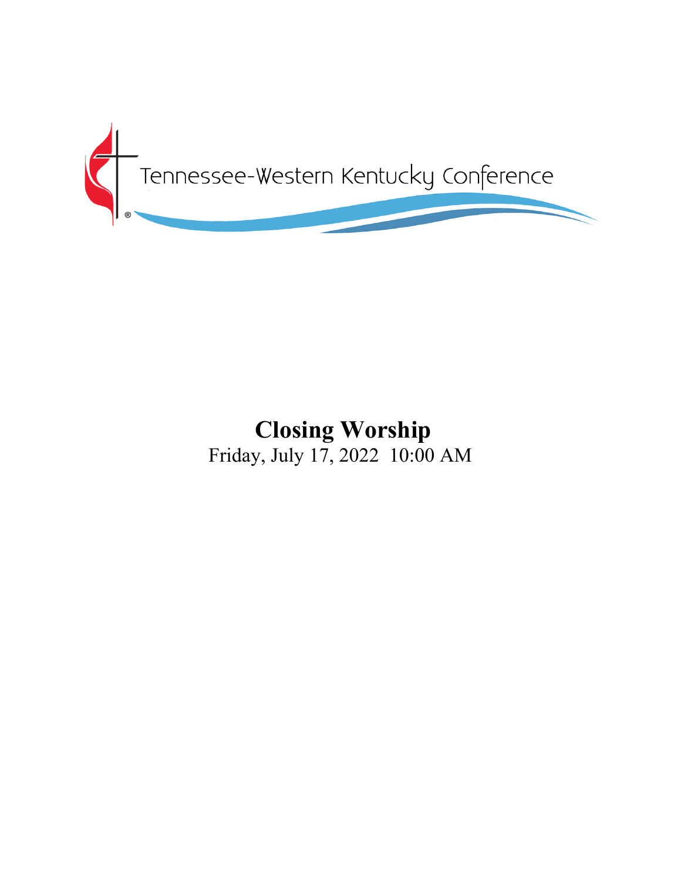Tennessee-Western Kentucky Conference

# Closing Worship

Friday, July 17, 2022 10:00 AM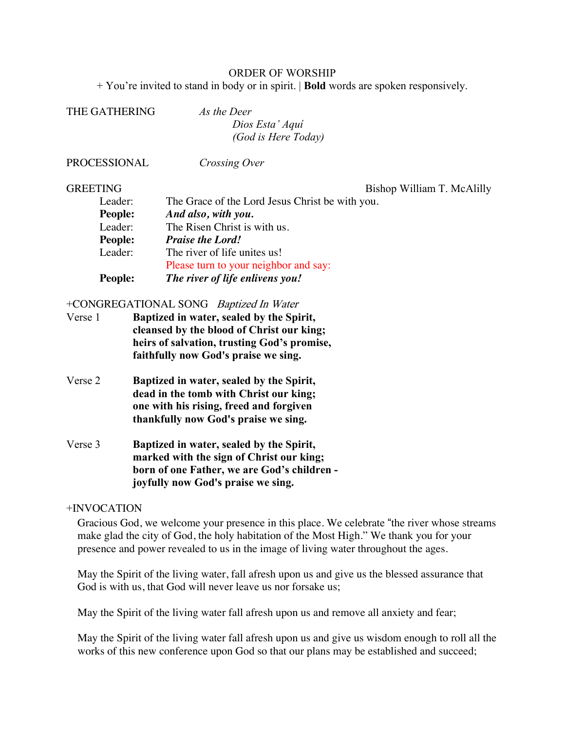ORDER OF WORSHIP

+ You're invited to stand in body or in spirit. | **Bold** words are spoken responsively.

THE GATHERING *As the Deer*
*Dios Esta' Aquí*
*(God is Here Today)*

PROCESSIONAL *Crossing Over*

GREETING Bishop William T. McAlilly

Leader: The Grace of the Lord Jesus Christ be with you.
**People:** ***And also, with you.***
Leader: The Risen Christ is with us.
**People:** ***Praise the Lord!***
Leader: The river of life unites us!
Please turn to your neighbor and say:
**People:** ***The river of life enlivens you!***

+CONGREGATIONAL SONG *Baptized In Water*

Verse 1
**Baptized in water, sealed by the Spirit,**
**cleansed by the blood of Christ our king;**
**heirs of salvation, trusting God's promise,**
**faithfully now God's praise we sing.**

Verse 2
**Baptized in water, sealed by the Spirit,**
**dead in the tomb with Christ our king;**
**one with his rising, freed and forgiven**
**thankfully now God's praise we sing.**

Verse 3
**Baptized in water, sealed by the Spirit,**
**marked with the sign of Christ our king;**
**born of one Father, we are God's children -**
**joyfully now God's praise we sing.**

+INVOCATION

Gracious God, we welcome your presence in this place. We celebrate "the river whose streams make glad the city of God, the holy habitation of the Most High." We thank you for your presence and power revealed to us in the image of living water throughout the ages.

May the Spirit of the living water, fall afresh upon us and give us the blessed assurance that God is with us, that God will never leave us nor forsake us;

May the Spirit of the living water fall afresh upon us and remove all anxiety and fear;

May the Spirit of the living water fall afresh upon us and give us wisdom enough to roll all the works of this new conference upon God so that our plans may be established and succeed;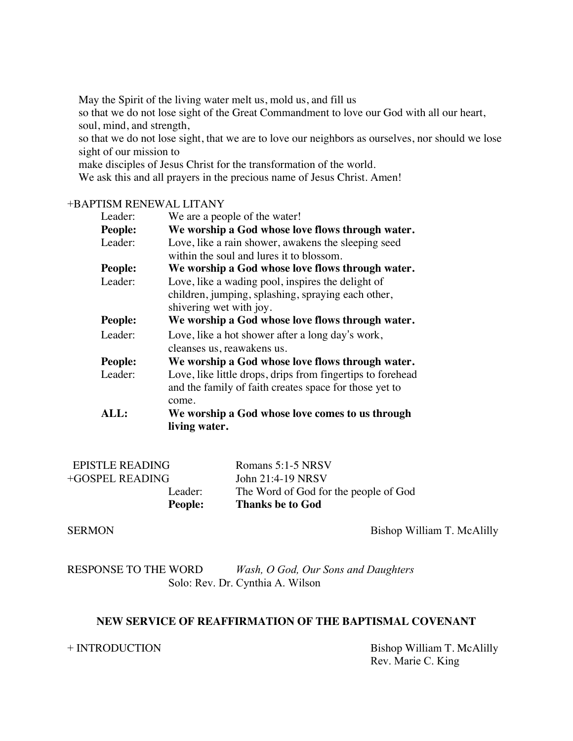May the Spirit of the living water melt us, mold us, and fill us
so that we do not lose sight of the Great Commandment to love our God with all our heart, soul, mind, and strength,
so that we do not lose sight, that we are to love our neighbors as ourselves, nor should we lose sight of our mission to
make disciples of Jesus Christ for the transformation of the world.
We ask this and all prayers in the precious name of Jesus Christ. Amen!

+BAPTISM RENEWAL LITANY

Leader: We are a people of the water!

**People: We worship a God whose love flows through water.**

Leader: Love, like a rain shower, awakens the sleeping seed within the soul and lures it to blossom.

**People: We worship a God whose love flows through water.**

Leader: Love, like a wading pool, inspires the delight of children, jumping, splashing, spraying each other, shivering wet with joy.

**People: We worship a God whose love flows through water.**

Leader: Love, like a hot shower after a long day's work, cleanses us, reawakens us.

**People: We worship a God whose love flows through water.**

Leader: Love, like little drops, drips from fingertips to forehead and the family of faith creates space for those yet to come.

**ALL: We worship a God whose love comes to us through living water.**

EPISTLE READING — Romans 5:1-5 NRSV

+GOSPEL READING — John 21:4-19 NRSV

Leader: The Word of God for the people of God

**People: Thanks be to God**

SERMON — Bishop William T. McAlilly

RESPONSE TO THE WORD — *Wash, O God, Our Sons and Daughters*
Solo: Rev. Dr. Cynthia A. Wilson

**NEW SERVICE OF REAFFIRMATION OF THE BAPTISMAL COVENANT**

+ INTRODUCTION — Bishop William T. McAlilly
Rev. Marie C. King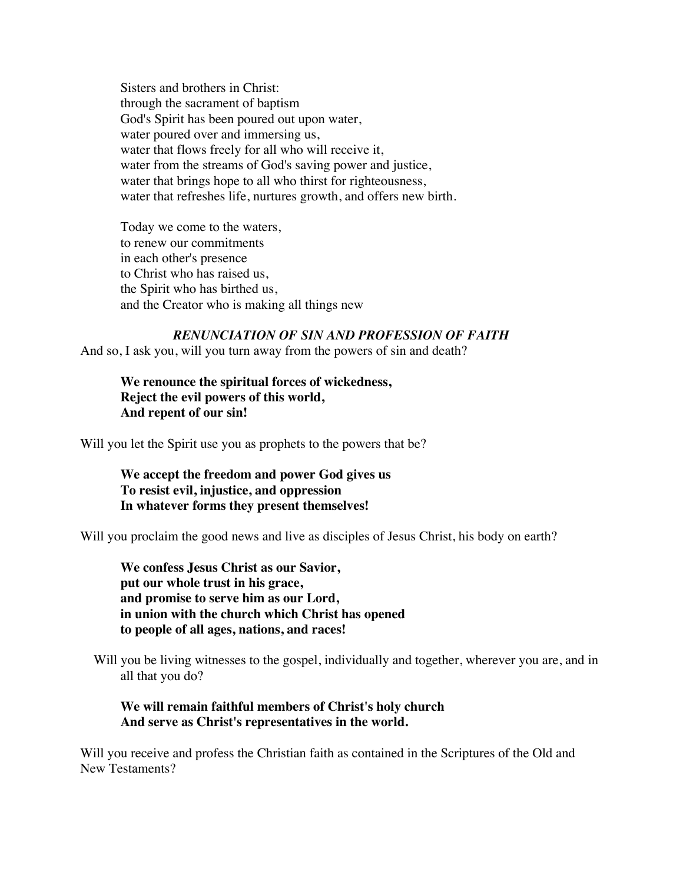Sisters and brothers in Christ:  
through the sacrament of baptism  
God's Spirit has been poured out upon water,  
water poured over and immersing us,  
water that flows freely for all who will receive it,  
water from the streams of God's saving power and justice,  
water that brings hope to all who thirst for righteousness,  
water that refreshes life, nurtures growth, and offers new birth.

Today we come to the waters,  
to renew our commitments  
in each other's presence  
to Christ who has raised us,  
the Spirit who has birthed us,  
and the Creator who is making all things new

### *RENUNCIATION OF SIN AND PROFESSION OF FAITH*

And so, I ask you, will you turn away from the powers of sin and death?

**We renounce the spiritual forces of wickedness,**  
**Reject the evil powers of this world,**  
**And repent of our sin!**

Will you let the Spirit use you as prophets to the powers that be?

**We accept the freedom and power God gives us**  
**To resist evil, injustice, and oppression**  
**In whatever forms they present themselves!**

Will you proclaim the good news and live as disciples of Jesus Christ, his body on earth?

**We confess Jesus Christ as our Savior,**  
**put our whole trust in his grace,**  
**and promise to serve him as our Lord,**  
**in union with the church which Christ has opened**  
**to people of all ages, nations, and races!**

Will you be living witnesses to the gospel, individually and together, wherever you are, and in all that you do?

**We will remain faithful members of Christ's holy church**  
**And serve as Christ's representatives in the world.**

Will you receive and profess the Christian faith as contained in the Scriptures of the Old and New Testaments?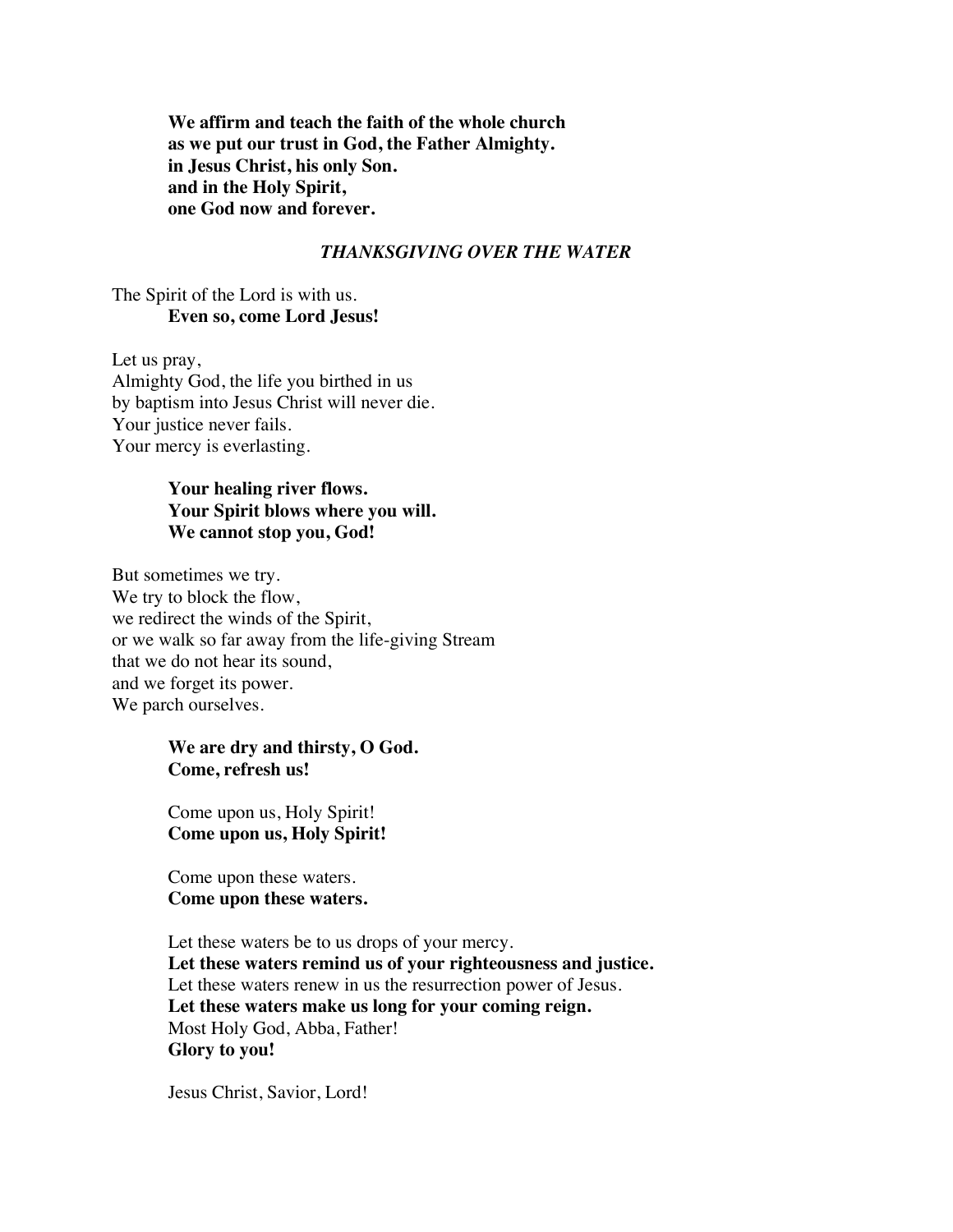**We affirm and teach the faith of the whole church**
**as we put our trust in God, the Father Almighty.**
**in Jesus Christ, his only Son.**
**and in the Holy Spirit,**
**one God now and forever.**

### *THANKSGIVING OVER THE WATER*

The Spirit of the Lord is with us.
**Even so, come Lord Jesus!**

Let us pray,
Almighty God, the life you birthed in us
by baptism into Jesus Christ will never die.
Your justice never fails.
Your mercy is everlasting.

**Your healing river flows.**
**Your Spirit blows where you will.**
**We cannot stop you, God!**

But sometimes we try.
We try to block the flow,
we redirect the winds of the Spirit,
or we walk so far away from the life-giving Stream
that we do not hear its sound,
and we forget its power.
We parch ourselves.

**We are dry and thirsty, O God.**
**Come, refresh us!**

Come upon us, Holy Spirit!
**Come upon us, Holy Spirit!**

Come upon these waters.
**Come upon these waters.**

Let these waters be to us drops of your mercy.
**Let these waters remind us of your righteousness and justice.**
Let these waters renew in us the resurrection power of Jesus.
**Let these waters make us long for your coming reign.**
Most Holy God, Abba, Father!
**Glory to you!**

Jesus Christ, Savior, Lord!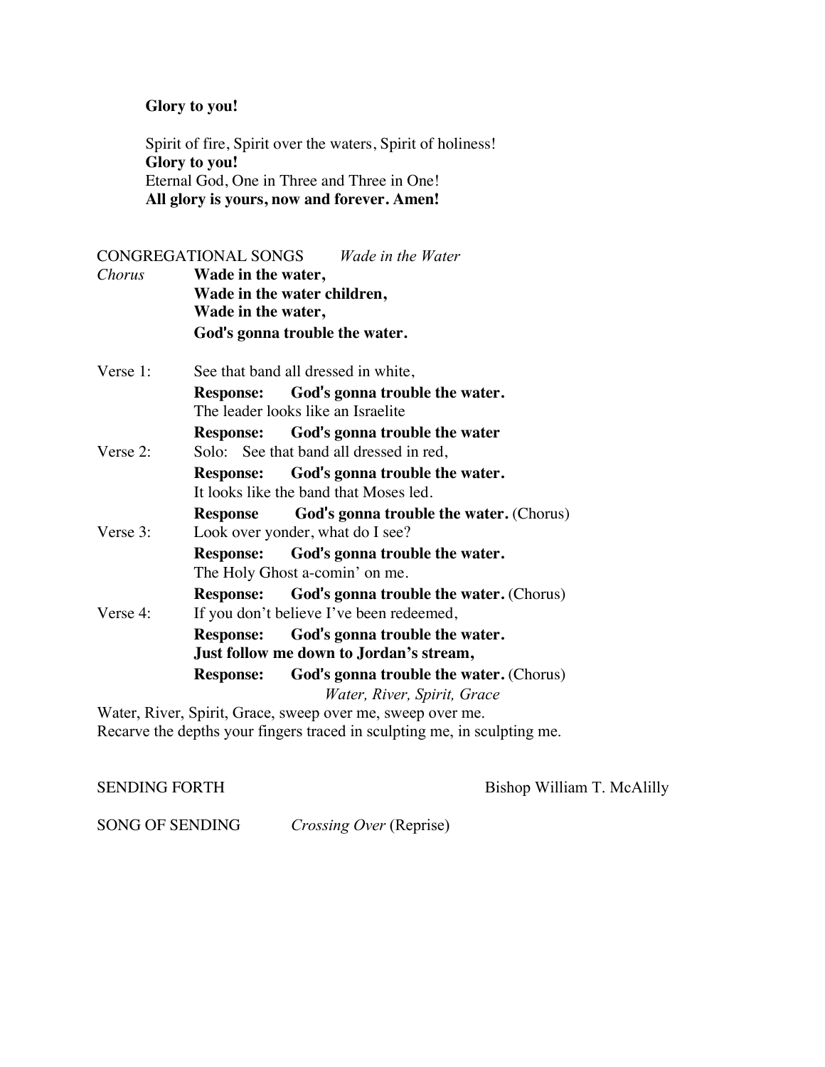**Glory to you!**

Spirit of fire, Spirit over the waters, Spirit of holiness!
**Glory to you!**
Eternal God, One in Three and Three in One!
**All glory is yours, now and forever. Amen!**

CONGREGATIONAL SONGS *Wade in the Water*

*Chorus*
**Wade in the water,**
**Wade in the water children,**
**Wade in the water,**
**God's gonna trouble the water.**

Verse 1: See that band all dressed in white,
**Response: God's gonna trouble the water.**
The leader looks like an Israelite
**Response: God's gonna trouble the water**

Verse 2: Solo: See that band all dressed in red,
**Response: God's gonna trouble the water.**
It looks like the band that Moses led.
**Response God's gonna trouble the water.** (Chorus)

Verse 3: Look over yonder, what do I see?
**Response: God's gonna trouble the water.**
The Holy Ghost a-comin' on me.
**Response: God's gonna trouble the water.** (Chorus)

Verse 4: If you don't believe I've been redeemed,
**Response: God's gonna trouble the water.**
**Just follow me down to Jordan's stream,**
**Response: God's gonna trouble the water.** (Chorus)

*Water, River, Spirit, Grace*

Water, River, Spirit, Grace, sweep over me, sweep over me.
Recarve the depths your fingers traced in sculpting me, in sculpting me.

SENDING FORTH Bishop William T. McAlilly

SONG OF SENDING *Crossing Over* (Reprise)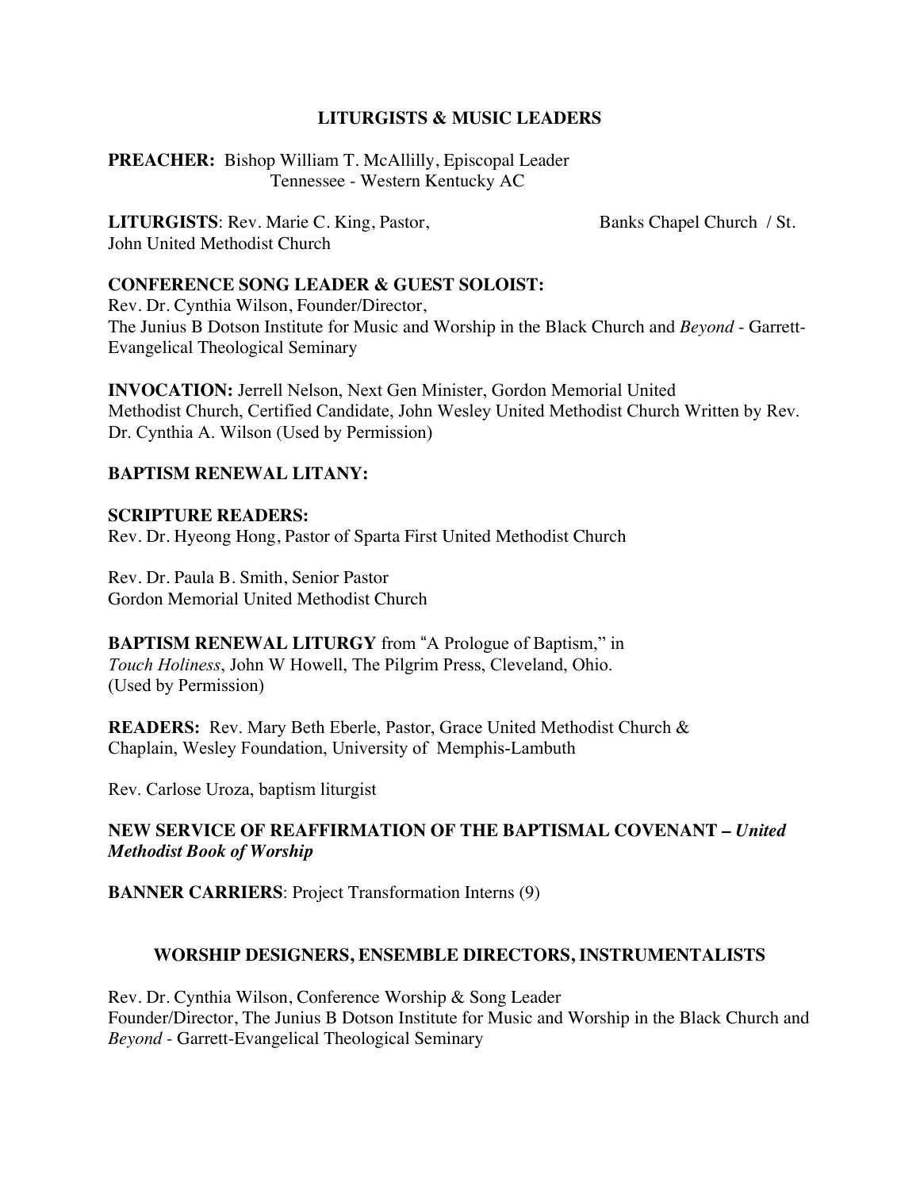## LITURGISTS & MUSIC LEADERS

**PREACHER:** Bishop William T. McAllilly, Episcopal Leader
Tennessee - Western Kentucky AC

**LITURGISTS**: Rev. Marie C. King, Pastor, Banks Chapel Church / St. John United Methodist Church

**CONFERENCE SONG LEADER & GUEST SOLOIST:**
Rev. Dr. Cynthia Wilson, Founder/Director,
The Junius B Dotson Institute for Music and Worship in the Black Church and *Beyond* - Garrett-Evangelical Theological Seminary

**INVOCATION:** Jerrell Nelson, Next Gen Minister, Gordon Memorial United Methodist Church, Certified Candidate, John Wesley United Methodist Church Written by Rev. Dr. Cynthia A. Wilson (Used by Permission)

**BAPTISM RENEWAL LITANY:**

**SCRIPTURE READERS:**
Rev. Dr. Hyeong Hong, Pastor of Sparta First United Methodist Church

Rev. Dr. Paula B. Smith, Senior Pastor
Gordon Memorial United Methodist Church

**BAPTISM RENEWAL LITURGY** from "A Prologue of Baptism," in *Touch Holiness*, John W Howell, The Pilgrim Press, Cleveland, Ohio. (Used by Permission)

**READERS:** Rev. Mary Beth Eberle, Pastor, Grace United Methodist Church & Chaplain, Wesley Foundation, University of Memphis-Lambuth

Rev. Carlose Uroza, baptism liturgist

**NEW SERVICE OF REAFFIRMATION OF THE BAPTISMAL COVENANT – *United Methodist Book of Worship***

**BANNER CARRIERS**: Project Transformation Interns (9)

## WORSHIP DESIGNERS, ENSEMBLE DIRECTORS, INSTRUMENTALISTS

Rev. Dr. Cynthia Wilson, Conference Worship & Song Leader
Founder/Director, The Junius B Dotson Institute for Music and Worship in the Black Church and *Beyond* - Garrett-Evangelical Theological Seminary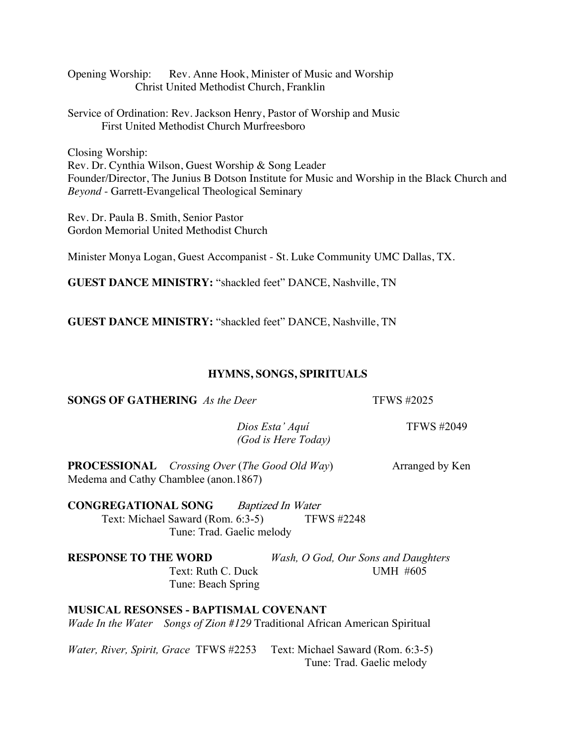Opening Worship: Rev. Anne Hook, Minister of Music and Worship
Christ United Methodist Church, Franklin

Service of Ordination: Rev. Jackson Henry, Pastor of Worship and Music
First United Methodist Church Murfreesboro

Closing Worship:
Rev. Dr. Cynthia Wilson, Guest Worship & Song Leader
Founder/Director, The Junius B Dotson Institute for Music and Worship in the Black Church and *Beyond* - Garrett-Evangelical Theological Seminary

Rev. Dr. Paula B. Smith, Senior Pastor
Gordon Memorial United Methodist Church

Minister Monya Logan, Guest Accompanist - St. Luke Community UMC Dallas, TX.

**GUEST DANCE MINISTRY:** "shackled feet" DANCE, Nashville, TN

**GUEST DANCE MINISTRY:** "shackled feet" DANCE, Nashville, TN

## HYMNS, SONGS, SPIRITUALS

**SONGS OF GATHERING** *As the Deer* TFWS #2025

*Dios Esta' Aquí* TFWS #2049
*(God is Here Today)*

**PROCESSIONAL** *Crossing Over* (*The Good Old Way*) Arranged by Ken Medema and Cathy Chamblee (anon.1867)

**CONGREGATIONAL SONG** *Baptized In Water*
Text: Michael Saward (Rom. 6:3-5) TFWS #2248
Tune: Trad. Gaelic melody

**RESPONSE TO THE WORD** *Wash, O God, Our Sons and Daughters*
Text: Ruth C. Duck UMH #605
Tune: Beach Spring

**MUSICAL RESONSES - BAPTISMAL COVENANT**
*Wade In the Water* *Songs of Zion #129* Traditional African American Spiritual

*Water, River, Spirit, Grace* TFWS #2253 Text: Michael Saward (Rom. 6:3-5)
Tune: Trad. Gaelic melody